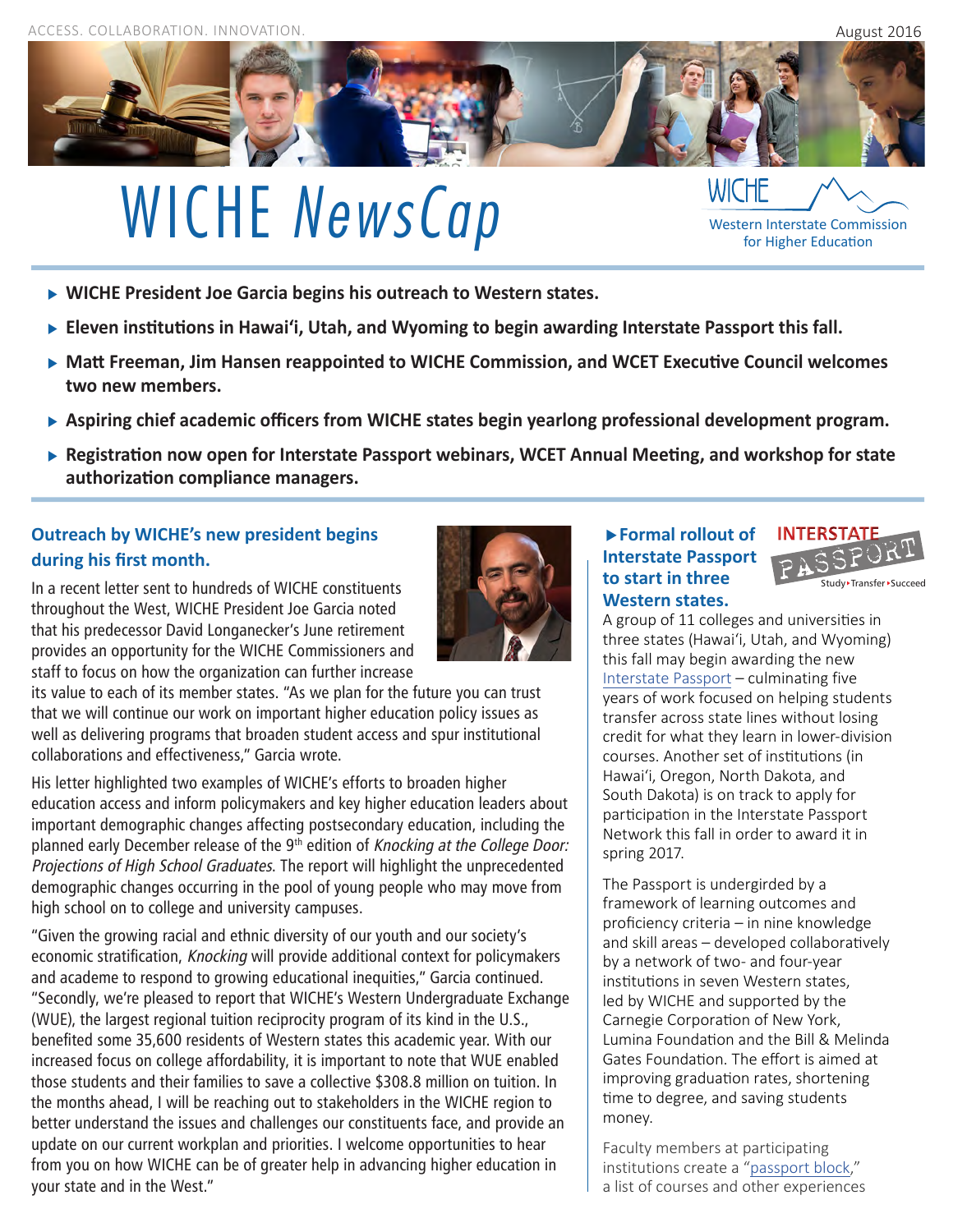ACCESS. COLLABORATION. INNOVATION.

August 2016

# WICHE *NewsCap*

WICHE Western Interstate Commission for Higher Education

- **WICHE President Joe Garcia begins his outreach to Western states.**
- **Eleven institutions in Hawai'i, Utah, and Wyoming to begin awarding Interstate Passport this fall.**
- **Matt Freeman, Jim Hansen reappointed to WICHE Commission, and WCET Executive Council welcomes two new members.**
- **Aspiring chief academic officers from WICHE states begin yearlong professional development program.**
- **Registration now open for Interstate Passport webinars, WCET Annual Meeting, and workshop for state authorization compliance managers.**

## Outreach by WICHE's new president begins during his first month.

In a recent letter sent to hundreds of WICHE constituents throughout the West, WICHE President Joe Garcia noted that his predecessor David Longanecker's June retirement provides an opportunity for the WICHE Commissioners and staff to focus on how the organization can further increase its value to each of its member states. "As we plan for the future you can trust that we will continue our work on important higher education policy issues as well as delivering programs that broaden student access and spur institutional collaborations and effectiveness," Garcia wrote.

His letter highlighted two examples of WICHE's efforts to broaden higher education access and inform policymakers and key higher education leaders about important demographic changes affecting postsecondary education, including the planned early December release of the 9th edition of *Knocking at the College Door: Projections of High School Graduates.* The report will highlight the unprecedented demographic changes occurring in the pool of young people who may move from high school on to college and university campuses.

"Given the growing racial and ethnic diversity of our youth and our society's economic stratification, *Knocking* will provide additional context for policymakers and academe to respond to growing educational inequities," Garcia continued. "Secondly, we're pleased to report that WICHE's Western Undergraduate Exchange (WUE), the largest regional tuition reciprocity program of its kind in the U.S., benefited some 35,600 residents of Western states this academic year. With our increased focus on college affordability, it is important to note that WUE enabled those students and their families to save a collective $308.8 million on tuition. In the months ahead, I will be reaching out to stakeholders in the WICHE region to better understand the issues and challenges our constituents face, and provide an update on our current workplan and priorities. I welcome opportunities to hear from you on how WICHE can be of greater help in advancing higher education in your state and in the West."

## Formal rollout of Interstate Passport to start in three Western states.

INTERSTATE PASSPORT Study ▸ Transfer ▸ Succeed

A group of 11 colleges and universities in three states (Hawai'i, Utah, and Wyoming) this fall may begin awarding the new Interstate Passport – culminating five years of work focused on helping students transfer across state lines without losing credit for what they learn in lower-division courses. Another set of institutions (in Hawai'i, Oregon, North Dakota, and South Dakota) is on track to apply for participation in the Interstate Passport Network this fall in order to award it in spring 2017.

The Passport is undergirded by a framework of learning outcomes and proficiency criteria – in nine knowledge and skill areas – developed collaboratively by a network of two- and four-year institutions in seven Western states, led by WICHE and supported by the Carnegie Corporation of New York, Lumina Foundation and the Bill & Melinda Gates Foundation. The effort is aimed at improving graduation rates, shortening time to degree, and saving students money.

Faculty members at participating institutions create a "passport block," a list of courses and other experiences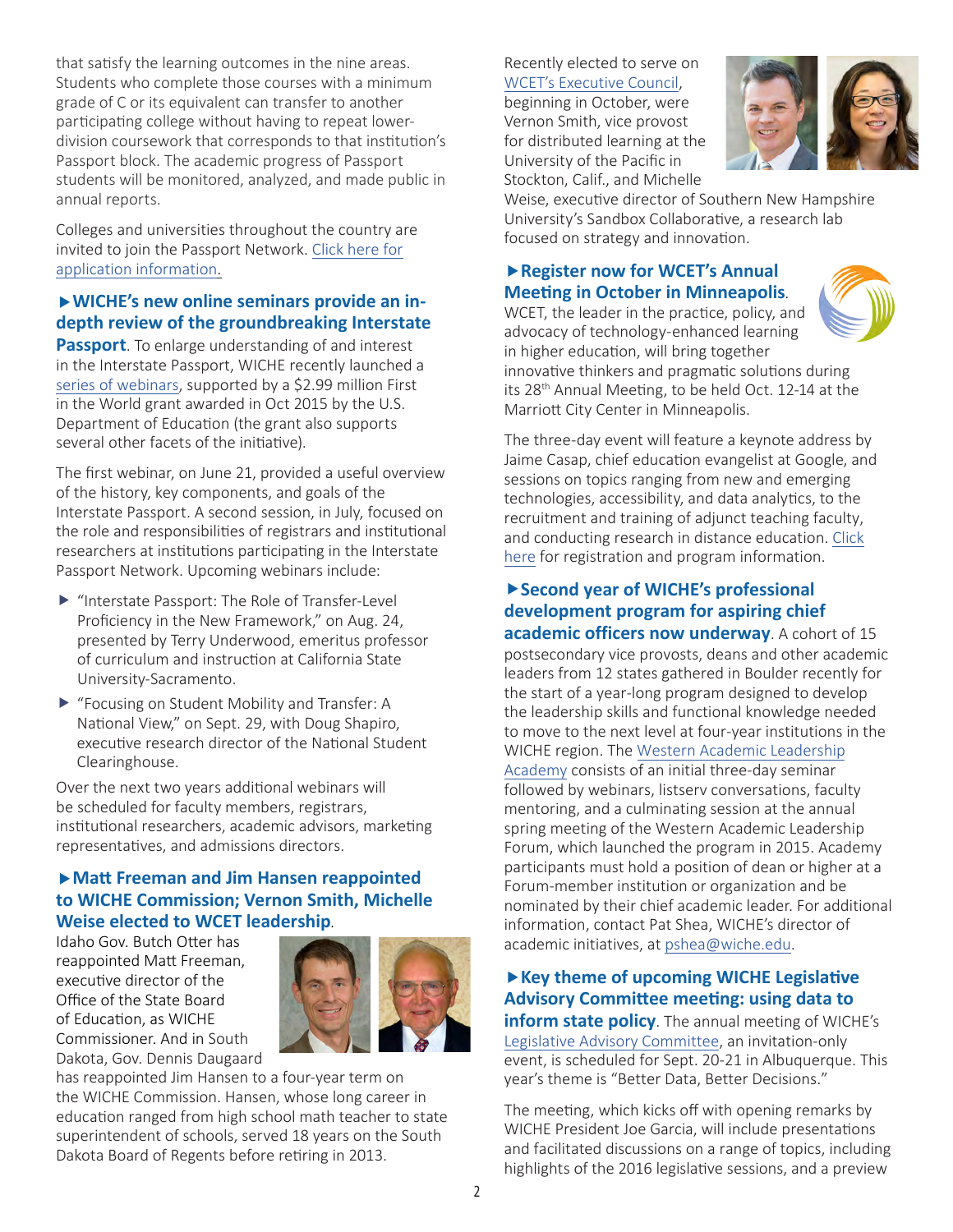that satisfy the learning outcomes in the nine areas. Students who complete those courses with a minimum grade of C or its equivalent can transfer to another participating college without having to repeat lower-division coursework that corresponds to that institution's Passport block. The academic progress of Passport students will be monitored, analyzed, and made public in annual reports.

Colleges and universities throughout the country are invited to join the Passport Network. Click here for application information.

**▶WICHE's new online seminars provide an in-depth review of the groundbreaking Interstate Passport**. To enlarge understanding of and interest in the Interstate Passport, WICHE recently launched a series of webinars, supported by a $2.99 million First in the World grant awarded in Oct 2015 by the U.S. Department of Education (the grant also supports several other facets of the initiative).

The first webinar, on June 21, provided a useful overview of the history, key components, and goals of the Interstate Passport. A second session, in July, focused on the role and responsibilities of registrars and institutional researchers at institutions participating in the Interstate Passport Network. Upcoming webinars include:

- "Interstate Passport: The Role of Transfer-Level Proficiency in the New Framework," on Aug. 24, presented by Terry Underwood, emeritus professor of curriculum and instruction at California State University-Sacramento.
- "Focusing on Student Mobility and Transfer: A National View," on Sept. 29, with Doug Shapiro, executive research director of the National Student Clearinghouse.

Over the next two years additional webinars will be scheduled for faculty members, registrars, institutional researchers, academic advisors, marketing representatives, and admissions directors.

**▶Matt Freeman and Jim Hansen reappointed to WICHE Commission; Vernon Smith, Michelle Weise elected to WCET leadership**. Idaho Gov. Butch Otter has reappointed Matt Freeman, executive director of the Office of the State Board of Education, as WICHE Commissioner. And in South Dakota, Gov. Dennis Daugaard has reappointed Jim Hansen to a four-year term on the WICHE Commission. Hansen, whose long career in education ranged from high school math teacher to state superintendent of schools, served 18 years on the South Dakota Board of Regents before retiring in 2013.

Recently elected to serve on WCET's Executive Council, beginning in October, were Vernon Smith, vice provost for distributed learning at the University of the Pacific in Stockton, Calif., and Michelle Weise, executive director of Southern New Hampshire University's Sandbox Collaborative, a research lab focused on strategy and innovation.

**▶Register now for WCET's Annual Meeting in October in Minneapolis**. WCET, the leader in the practice, policy, and advocacy of technology-enhanced learning in higher education, will bring together innovative thinkers and pragmatic solutions during its 28th Annual Meeting, to be held Oct. 12-14 at the Marriott City Center in Minneapolis.

The three-day event will feature a keynote address by Jaime Casap, chief education evangelist at Google, and sessions on topics ranging from new and emerging technologies, accessibility, and data analytics, to the recruitment and training of adjunct teaching faculty, and conducting research in distance education. Click here for registration and program information.

**▶Second year of WICHE's professional development program for aspiring chief academic officers now underway**. A cohort of 15 postsecondary vice provosts, deans and other academic leaders from 12 states gathered in Boulder recently for the start of a year-long program designed to develop the leadership skills and functional knowledge needed to move to the next level at four-year institutions in the WICHE region. The Western Academic Leadership Academy consists of an initial three-day seminar followed by webinars, listserv conversations, faculty mentoring, and a culminating session at the annual spring meeting of the Western Academic Leadership Forum, which launched the program in 2015. Academy participants must hold a position of dean or higher at a Forum-member institution or organization and be nominated by their chief academic leader. For additional information, contact Pat Shea, WICHE's director of academic initiatives, at pshea@wiche.edu.

**▶Key theme of upcoming WICHE Legislative Advisory Committee meeting: using data to inform state policy**. The annual meeting of WICHE's Legislative Advisory Committee, an invitation-only event, is scheduled for Sept. 20-21 in Albuquerque. This year's theme is "Better Data, Better Decisions."

The meeting, which kicks off with opening remarks by WICHE President Joe Garcia, will include presentations and facilitated discussions on a range of topics, including highlights of the 2016 legislative sessions, and a preview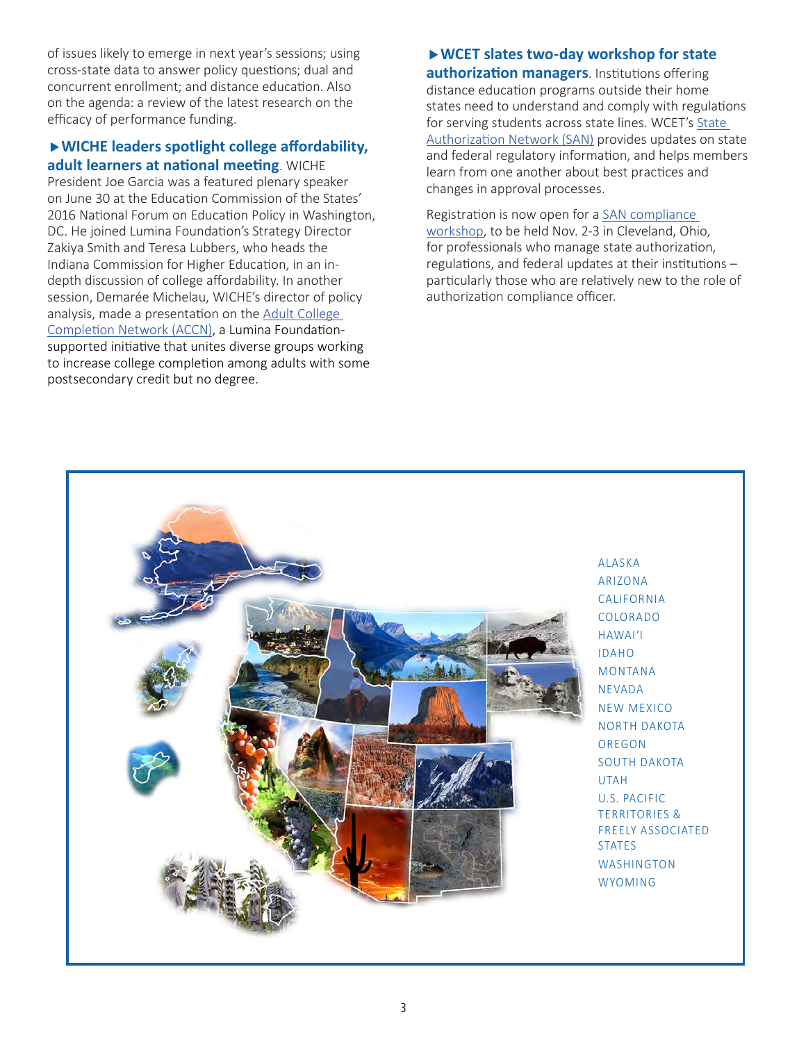of issues likely to emerge in next year's sessions; using cross-state data to answer policy questions; dual and concurrent enrollment; and distance education. Also on the agenda: a review of the latest research on the efficacy of performance funding.

**▶WICHE leaders spotlight college affordability, adult learners at national meeting**. WICHE President Joe Garcia was a featured plenary speaker on June 30 at the Education Commission of the States' 2016 National Forum on Education Policy in Washington, DC. He joined Lumina Foundation's Strategy Director Zakiya Smith and Teresa Lubbers, who heads the Indiana Commission for Higher Education, in an in-depth discussion of college affordability. In another session, Demarée Michelau, WICHE's director of policy analysis, made a presentation on the Adult College Completion Network (ACCN), a Lumina Foundation-supported initiative that unites diverse groups working to increase college completion among adults with some postsecondary credit but no degree.

**▶WCET slates two-day workshop for state authorization managers**. Institutions offering distance education programs outside their home states need to understand and comply with regulations for serving students across state lines. WCET's State Authorization Network (SAN) provides updates on state and federal regulatory information, and helps members learn from one another about best practices and changes in approval processes.

Registration is now open for a SAN compliance workshop, to be held Nov. 2-3 in Cleveland, Ohio, for professionals who manage state authorization, regulations, and federal updates at their institutions – particularly those who are relatively new to the role of authorization compliance officer.

ALASKA
ARIZONA
CALIFORNIA
COLORADO
HAWAI'I
IDAHO
MONTANA
NEVADA
NEW MEXICO
NORTH DAKOTA
OREGON
SOUTH DAKOTA
UTAH
U.S. PACIFIC TERRITORIES & FREELY ASSOCIATED STATES
WASHINGTON
WYOMING